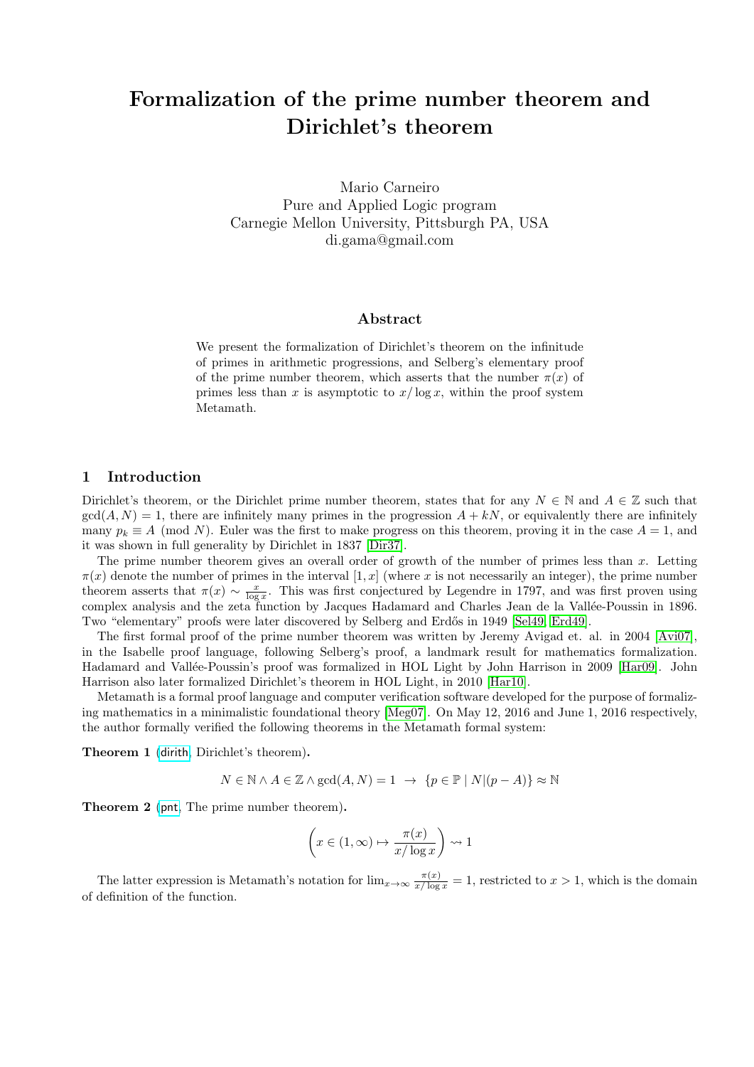# Formalization of the prime number theorem and Dirichlet's theorem

Mario Carneiro
Pure and Applied Logic program
Carnegie Mellon University, Pittsburgh PA, USA
di.gama@gmail.com

### Abstract

We present the formalization of Dirichlet's theorem on the infinitude of primes in arithmetic progressions, and Selberg's elementary proof of the prime number theorem, which asserts that the number $\pi(x)$ of primes less than $x$ is asymptotic to $x/\log x$, within the proof system Metamath.

## 1 Introduction

Dirichlet's theorem, or the Dirichlet prime number theorem, states that for any $N \in \mathbb{N}$ and $A \in \mathbb{Z}$ such that $\gcd(A, N) = 1$, there are infinitely many primes in the progression $A + kN$, or equivalently there are infinitely many $p_k \equiv A \pmod N$. Euler was the first to make progress on this theorem, proving it in the case $A = 1$, and it was shown in full generality by Dirichlet in 1837 [Dir37].

The prime number theorem gives an overall order of growth of the number of primes less than $x$. Letting $\pi(x)$ denote the number of primes in the interval $[1, x]$ (where $x$ is not necessarily an integer), the prime number theorem asserts that $\pi(x) \sim \frac{x}{\log x}$. This was first conjectured by Legendre in 1797, and was first proven using complex analysis and the zeta function by Jacques Hadamard and Charles Jean de la Vallée-Poussin in 1896. Two "elementary" proofs were later discovered by Selberg and Erdős in 1949 [Sel49, Erd49].

The first formal proof of the prime number theorem was written by Jeremy Avigad et. al. in 2004 [Avi07], in the Isabelle proof language, following Selberg's proof, a landmark result for mathematics formalization. Hadamard and Vallée-Poussin's proof was formalized in HOL Light by John Harrison in 2009 [Har09]. John Harrison also later formalized Dirichlet's theorem in HOL Light, in 2010 [Har10].

Metamath is a formal proof language and computer verification software developed for the purpose of formalizing mathematics in a minimalistic foundational theory [Meg07]. On May 12, 2016 and June 1, 2016 respectively, the author formally verified the following theorems in the Metamath formal system:

**Theorem 1** (dirith, Dirichlet's theorem)**.**

$$N \in \mathbb{N} \wedge A \in \mathbb{Z} \wedge \gcd(A, N) = 1 \ \rightarrow \ \{p \in \mathbb{P} \mid N | (p - A)\} \approx \mathbb{N}$$

**Theorem 2** (pnt, The prime number theorem)**.**

$$\left( x \in (1, \infty) \mapsto \frac{\pi(x)}{x/\log x} \right) \rightsquigarrow 1$$

The latter expression is Metamath's notation for $\lim_{x\to\infty} \frac{\pi(x)}{x/\log x} = 1$, restricted to $x > 1$, which is the domain of definition of the function.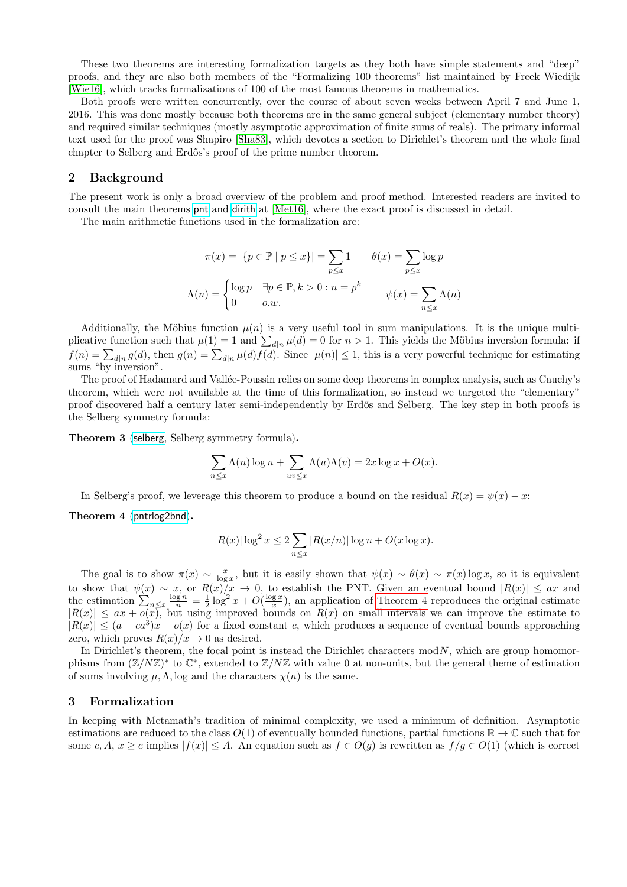These two theorems are interesting formalization targets as they both have simple statements and "deep" proofs, and they are also both members of the "Formalizing 100 theorems" list maintained by Freek Wiedijk [Wie16], which tracks formalizations of 100 of the most famous theorems in mathematics.

Both proofs were written concurrently, over the course of about seven weeks between April 7 and June 1, 2016. This was done mostly because both theorems are in the same general subject (elementary number theory) and required similar techniques (mostly asymptotic approximation of finite sums of reals). The primary informal text used for the proof was Shapiro [Sha83], which devotes a section to Dirichlet's theorem and the whole final chapter to Selberg and Erdős's proof of the prime number theorem.

## 2 Background

The present work is only a broad overview of the problem and proof method. Interested readers are invited to consult the main theorems pnt and dirith at [Met16], where the exact proof is discussed in detail.

The main arithmetic functions used in the formalization are:

$$\pi(x) = |\{p \in \mathbb{P} \mid p \le x\}| = \sum_{p \le x} 1 \qquad \theta(x) = \sum_{p \le x} \log p$$

$$\Lambda(n) = \begin{cases} \log p & \exists p \in \mathbb{P}, k > 0 : n = p^k \\ 0 & o.w. \end{cases} \qquad \psi(x) = \sum_{n \le x} \Lambda(n)$$

Additionally, the Möbius function $\mu(n)$ is a very useful tool in sum manipulations. It is the unique multiplicative function such that $\mu(1) = 1$ and $\sum_{d|n} \mu(d) = 0$ for $n > 1$. This yields the Möbius inversion formula: if $f(n) = \sum_{d|n} g(d)$, then $g(n) = \sum_{d|n} \mu(d) f(d)$. Since $|\mu(n)| \le 1$, this is a very powerful technique for estimating sums "by inversion".

The proof of Hadamard and Vallée-Poussin relies on some deep theorems in complex analysis, such as Cauchy's theorem, which were not available at the time of this formalization, so instead we targeted the "elementary" proof discovered half a century later semi-independently by Erdős and Selberg. The key step in both proofs is the Selberg symmetry formula:

**Theorem 3** (selberg, Selberg symmetry formula)**.**

$$\sum_{n \le x} \Lambda(n) \log n + \sum_{uv \le x} \Lambda(u)\Lambda(v) = 2x \log x + O(x).$$

In Selberg's proof, we leverage this theorem to produce a bound on the residual $R(x) = \psi(x) - x$:

**Theorem 4** (pntrlog2bnd)**.**

$$|R(x)| \log^2 x \le 2 \sum_{n \le x} |R(x/n)| \log n + O(x \log x).$$

The goal is to show $\pi(x) \sim \frac{x}{\log x}$, but it is easily shown that $\psi(x) \sim \theta(x) \sim \pi(x) \log x$, so it is equivalent to show that $\psi(x) \sim x$, or $R(x)/x \to 0$, to establish the PNT. Given an eventual bound $|R(x)| \le ax$ and the estimation $\sum_{n \le x} \frac{\log n}{n} = \frac{1}{2} \log^2 x + O(\frac{\log x}{x})$, an application of Theorem 4 reproduces the original estimate $|R(x)| \le ax + o(x)$, but using improved bounds on $R(x)$ on small intervals we can improve the estimate to $|R(x)| \le (a - ca^3)x + o(x)$ for a fixed constant $c$, which produces a sequence of eventual bounds approaching zero, which proves $R(x)/x \to 0$ as desired.

In Dirichlet's theorem, the focal point is instead the Dirichlet characters $\bmod N$, which are group homomorphisms from $(\mathbb{Z}/N\mathbb{Z})^*$ to $\mathbb{C}^*$, extended to $\mathbb{Z}/N\mathbb{Z}$ with value 0 at non-units, but the general theme of estimation of sums involving $\mu, \Lambda, \log$ and the characters $\chi(n)$ is the same.

## 3 Formalization

In keeping with Metamath's tradition of minimal complexity, we used a minimum of definition. Asymptotic estimations are reduced to the class $O(1)$ of eventually bounded functions, partial functions $\mathbb{R} \to \mathbb{C}$ such that for some $c, A$, $x \ge c$ implies $|f(x)| \le A$. An equation such as $f \in O(g)$ is rewritten as $f/g \in O(1)$ (which is correct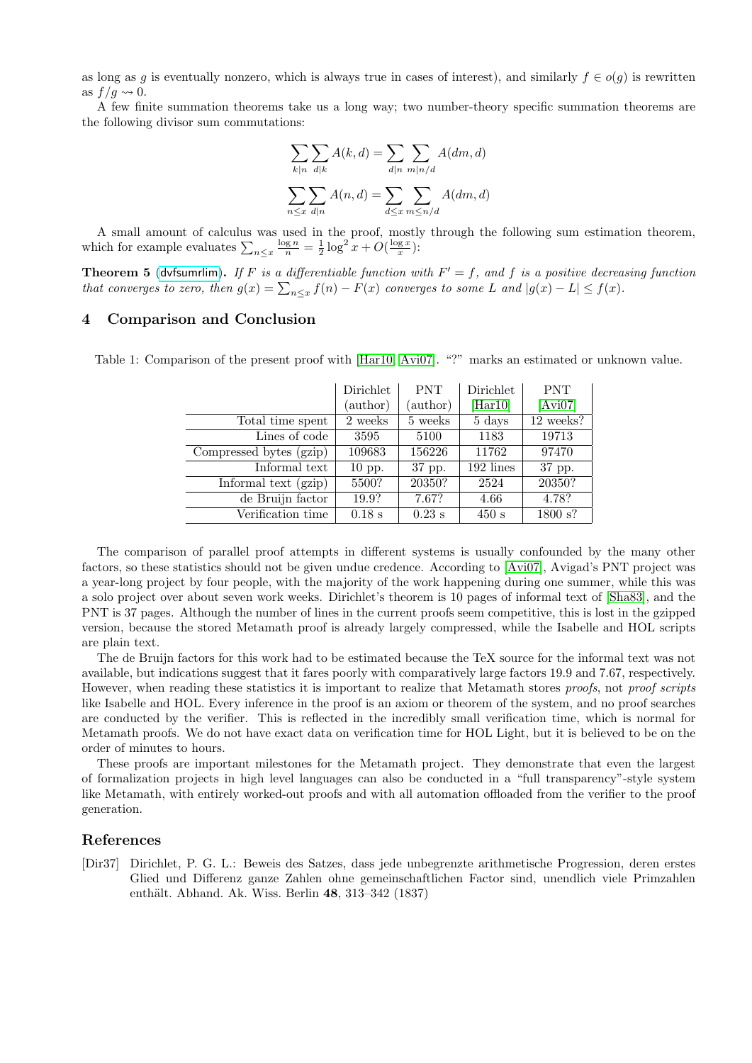as long as $g$ is eventually nonzero, which is always true in cases of interest), and similarly $f \in o(g)$ is rewritten as $f/g \rightsquigarrow 0$.

A few finite summation theorems take us a long way; two number-theory specific summation theorems are the following divisor sum commutations:

$$\sum_{k|n} \sum_{d|k} A(k,d) = \sum_{d|n} \sum_{m|n/d} A(dm,d)$$

$$\sum_{n \le x} \sum_{d|n} A(n,d) = \sum_{d \le x} \sum_{m \le n/d} A(dm,d)$$

A small amount of calculus was used in the proof, mostly through the following sum estimation theorem, which for example evaluates $\sum_{n \le x} \frac{\log n}{n} = \frac{1}{2}\log^2 x + O(\frac{\log x}{x})$:

**Theorem 5** (dvfsumrlim)**.** *If $F$ is a differentiable function with $F' = f$, and $f$ is a positive decreasing function that converges to zero, then $g(x) = \sum_{n \le x} f(n) - F(x)$ converges to some $L$ and $|g(x) - L| \le f(x)$.*

## 4 Comparison and Conclusion

Table 1: Comparison of the present proof with [Har10, Avi07]. "?" marks an estimated or unknown value.

| | Dirichlet (author) | PNT (author) | Dirichlet [Har10] | PNT [Avi07] |
|---|---|---|---|---|
| Total time spent | 2 weeks | 5 weeks | 5 days | 12 weeks? |
| Lines of code | 3595 | 5100 | 1183 | 19713 |
| Compressed bytes (gzip) | 109683 | 156226 | 11762 | 97470 |
| Informal text | 10 pp. | 37 pp. | 192 lines | 37 pp. |
| Informal text (gzip) | 5500? | 20350? | 2524 | 20350? |
| de Bruijn factor | 19.9? | 7.67? | 4.66 | 4.78? |
| Verification time | 0.18 s | 0.23 s | 450 s | 1800 s? |

The comparison of parallel proof attempts in different systems is usually confounded by the many other factors, so these statistics should not be given undue credence. According to [Avi07], Avigad's PNT project was a year-long project by four people, with the majority of the work happening during one summer, while this was a solo project over about seven work weeks. Dirichlet's theorem is 10 pages of informal text of [Sha83], and the PNT is 37 pages. Although the number of lines in the current proofs seem competitive, this is lost in the gzipped version, because the stored Metamath proof is already largely compressed, while the Isabelle and HOL scripts are plain text.

The de Bruijn factors for this work had to be estimated because the TeX source for the informal text was not available, but indications suggest that it fares poorly with comparatively large factors 19.9 and 7.67, respectively. However, when reading these statistics it is important to realize that Metamath stores *proofs*, not *proof scripts* like Isabelle and HOL. Every inference in the proof is an axiom or theorem of the system, and no proof searches are conducted by the verifier. This is reflected in the incredibly small verification time, which is normal for Metamath proofs. We do not have exact data on verification time for HOL Light, but it is believed to be on the order of minutes to hours.

These proofs are important milestones for the Metamath project. They demonstrate that even the largest of formalization projects in high level languages can also be conducted in a "full transparency"-style system like Metamath, with entirely worked-out proofs and with all automation offloaded from the verifier to the proof generation.

## References

[Dir37] Dirichlet, P. G. L.: Beweis des Satzes, dass jede unbegrenzte arithmetische Progression, deren erstes Glied und Differenz ganze Zahlen ohne gemeinschaftlichen Factor sind, unendlich viele Primzahlen enthält. Abhand. Ak. Wiss. Berlin **48**, 313–342 (1837)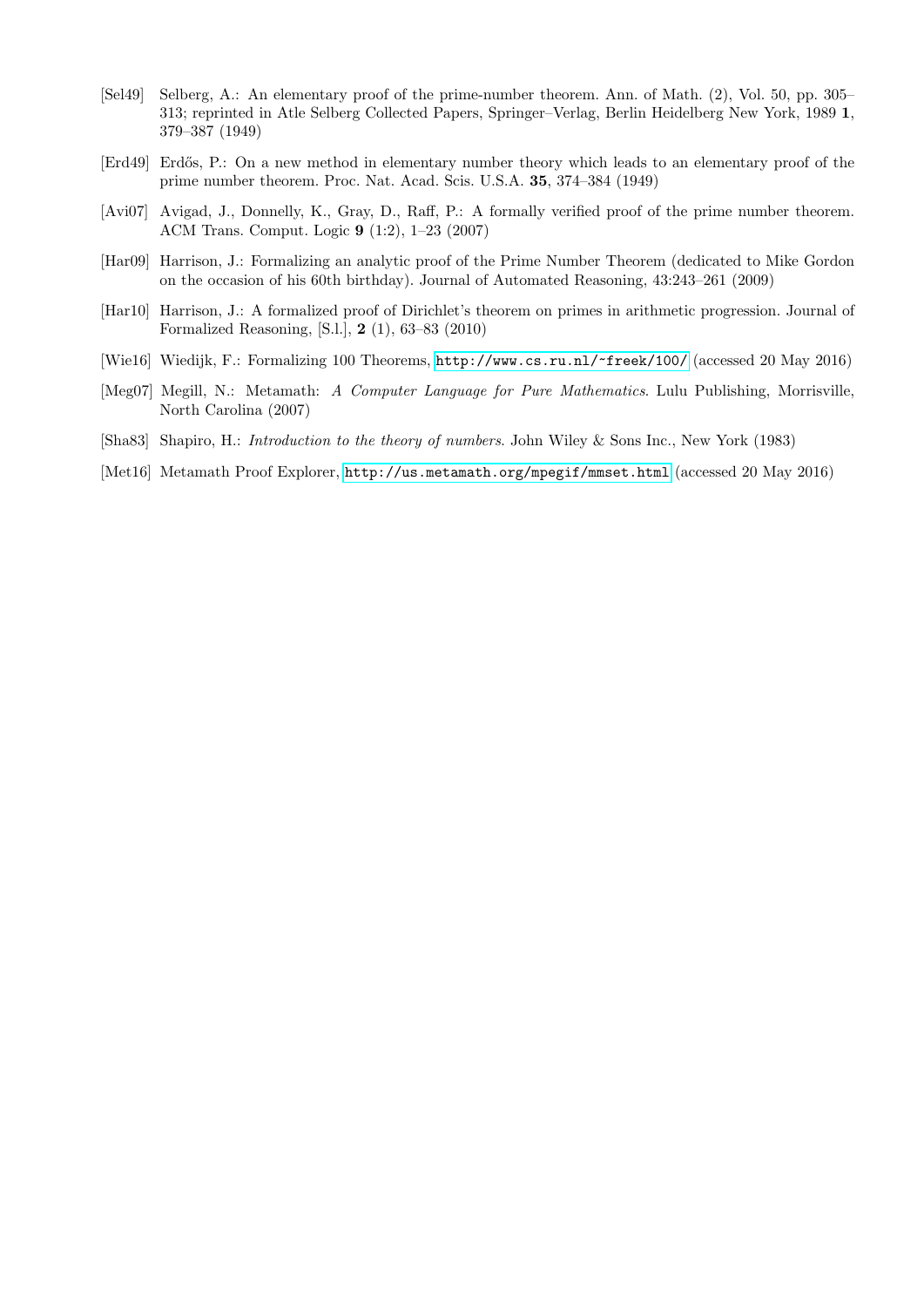[Sel49] Selberg, A.: An elementary proof of the prime-number theorem. Ann. of Math. (2), Vol. 50, pp. 305–313; reprinted in Atle Selberg Collected Papers, Springer–Verlag, Berlin Heidelberg New York, 1989 **1**, 379–387 (1949)

[Erd49] Erdős, P.: On a new method in elementary number theory which leads to an elementary proof of the prime number theorem. Proc. Nat. Acad. Scis. U.S.A. **35**, 374–384 (1949)

[Avi07] Avigad, J., Donnelly, K., Gray, D., Raff, P.: A formally verified proof of the prime number theorem. ACM Trans. Comput. Logic **9** (1:2), 1–23 (2007)

[Har09] Harrison, J.: Formalizing an analytic proof of the Prime Number Theorem (dedicated to Mike Gordon on the occasion of his 60th birthday). Journal of Automated Reasoning, 43:243–261 (2009)

[Har10] Harrison, J.: A formalized proof of Dirichlet's theorem on primes in arithmetic progression. Journal of Formalized Reasoning, [S.l.], **2** (1), 63–83 (2010)

[Wie16] Wiedijk, F.: Formalizing 100 Theorems, `http://www.cs.ru.nl/~freek/100/` (accessed 20 May 2016)

[Meg07] Megill, N.: Metamath: *A Computer Language for Pure Mathematics*. Lulu Publishing, Morrisville, North Carolina (2007)

[Sha83] Shapiro, H.: *Introduction to the theory of numbers*. John Wiley & Sons Inc., New York (1983)

[Met16] Metamath Proof Explorer, `http://us.metamath.org/mpegif/mmset.html` (accessed 20 May 2016)